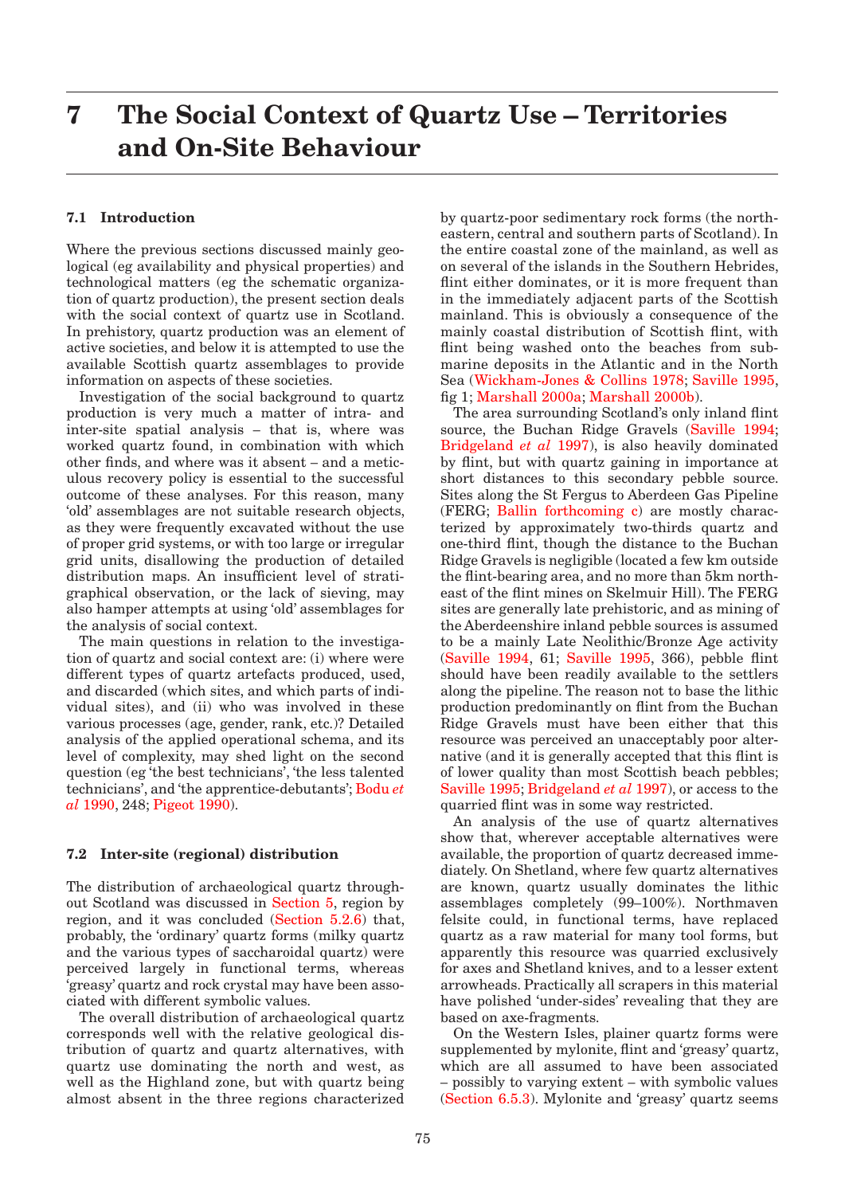# 7 The Social Context of Quartz Use – Territories and On-Site Behaviour

### 7.1 Introduction

Where the previous sections discussed mainly geological (eg availability and physical properties) and technological matters (eg the schematic organization of quartz production), the present section deals with the social context of quartz use in Scotland. In prehistory, quartz production was an element of active societies, and below it is attempted to use the available Scottish quartz assemblages to provide information on aspects of these societies.

Investigation of the social background to quartz production is very much a matter of intra- and inter-site spatial analysis – that is, where was worked quartz found, in combination with which other finds, and where was it absent – and a meticulous recovery policy is essential to the successful outcome of these analyses. For this reason, many 'old' assemblages are not suitable research objects, as they were frequently excavated without the use of proper grid systems, or with too large or irregular grid units, disallowing the production of detailed distribution maps. An insufficient level of stratigraphical observation, or the lack of sieving, may also hamper attempts at using 'old' assemblages for the analysis of social context.

The main questions in relation to the investigation of quartz and social context are: (i) where were different types of quartz artefacts produced, used, and discarded (which sites, and which parts of individual sites), and (ii) who was involved in these various processes (age, gender, rank, etc.)? Detailed analysis of the applied operational schema, and its level of complexity, may shed light on the second question (eg 'the best technicians', 'the less talented technicians', and 'the apprentice-debutants'; Bodu *et al* 1990, 248; Pigeot 1990).

### 7.2 Inter-site (regional) distribution

The distribution of archaeological quartz throughout Scotland was discussed in Section 5, region by region, and it was concluded (Section 5.2.6) that, probably, the 'ordinary' quartz forms (milky quartz and the various types of saccharoidal quartz) were perceived largely in functional terms, whereas 'greasy' quartz and rock crystal may have been associated with different symbolic values.

The overall distribution of archaeological quartz corresponds well with the relative geological distribution of quartz and quartz alternatives, with quartz use dominating the north and west, as well as the Highland zone, but with quartz being almost absent in the three regions characterized by quartz-poor sedimentary rock forms (the north-eastern, central and southern parts of Scotland). In the entire coastal zone of the mainland, as well as on several of the islands in the Southern Hebrides, flint either dominates, or it is more frequent than in the immediately adjacent parts of the Scottish mainland. This is obviously a consequence of the mainly coastal distribution of Scottish flint, with flint being washed onto the beaches from submarine deposits in the Atlantic and in the North Sea (Wickham-Jones & Collins 1978; Saville 1995, fig 1; Marshall 2000a; Marshall 2000b).

The area surrounding Scotland's only inland flint source, the Buchan Ridge Gravels (Saville 1994; Bridgeland *et al* 1997), is also heavily dominated by flint, but with quartz gaining in importance at short distances to this secondary pebble source. Sites along the St Fergus to Aberdeen Gas Pipeline (FERG; Ballin forthcoming c) are mostly characterized by approximately two-thirds quartz and one-third flint, though the distance to the Buchan Ridge Gravels is negligible (located a few km outside the flint-bearing area, and no more than 5km north-east of the flint mines on Skelmuir Hill). The FERG sites are generally late prehistoric, and as mining of the Aberdeenshire inland pebble sources is assumed to be a mainly Late Neolithic/Bronze Age activity (Saville 1994, 61; Saville 1995, 366), pebble flint should have been readily available to the settlers along the pipeline. The reason not to base the lithic production predominantly on flint from the Buchan Ridge Gravels must have been either that this resource was perceived an unacceptably poor alternative (and it is generally accepted that this flint is of lower quality than most Scottish beach pebbles; Saville 1995; Bridgeland *et al* 1997), or access to the quarried flint was in some way restricted.

An analysis of the use of quartz alternatives show that, wherever acceptable alternatives were available, the proportion of quartz decreased immediately. On Shetland, where few quartz alternatives are known, quartz usually dominates the lithic assemblages completely (99–100%). Northmaven felsite could, in functional terms, have replaced quartz as a raw material for many tool forms, but apparently this resource was quarried exclusively for axes and Shetland knives, and to a lesser extent arrowheads. Practically all scrapers in this material have polished 'under-sides' revealing that they are based on axe-fragments.

On the Western Isles, plainer quartz forms were supplemented by mylonite, flint and 'greasy' quartz, which are all assumed to have been associated – possibly to varying extent – with symbolic values (Section 6.5.3). Mylonite and 'greasy' quartz seems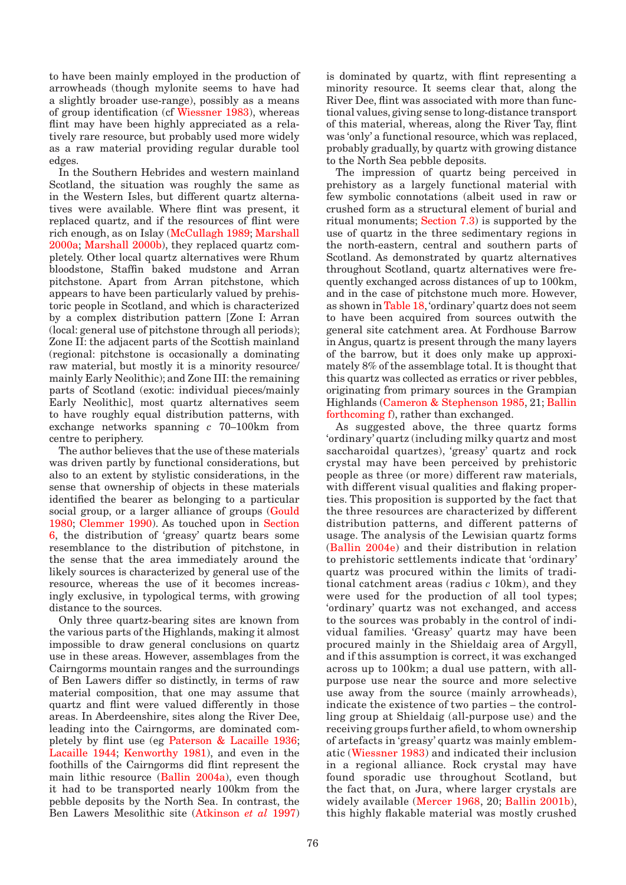to have been mainly employed in the production of arrowheads (though mylonite seems to have had a slightly broader use-range), possibly as a means of group identification (cf Wiessner 1983), whereas flint may have been highly appreciated as a relatively rare resource, but probably used more widely as a raw material providing regular durable tool edges.

In the Southern Hebrides and western mainland Scotland, the situation was roughly the same as in the Western Isles, but different quartz alternatives were available. Where flint was present, it replaced quartz, and if the resources of flint were rich enough, as on Islay (McCullagh 1989; Marshall 2000a; Marshall 2000b), they replaced quartz completely. Other local quartz alternatives were Rhum bloodstone, Staffin baked mudstone and Arran pitchstone. Apart from Arran pitchstone, which appears to have been particularly valued by prehistoric people in Scotland, and which is characterized by a complex distribution pattern [Zone I: Arran (local: general use of pitchstone through all periods); Zone II: the adjacent parts of the Scottish mainland (regional: pitchstone is occasionally a dominating raw material, but mostly it is a minority resource/mainly Early Neolithic); and Zone III: the remaining parts of Scotland (exotic: individual pieces/mainly Early Neolithic], most quartz alternatives seem to have roughly equal distribution patterns, with exchange networks spanning *c* 70–100km from centre to periphery.

The author believes that the use of these materials was driven partly by functional considerations, but also to an extent by stylistic considerations, in the sense that ownership of objects in these materials identified the bearer as belonging to a particular social group, or a larger alliance of groups (Gould 1980; Clemmer 1990). As touched upon in Section 6, the distribution of 'greasy' quartz bears some resemblance to the distribution of pitchstone, in the sense that the area immediately around the likely sources is characterized by general use of the resource, whereas the use of it becomes increasingly exclusive, in typological terms, with growing distance to the sources.

Only three quartz-bearing sites are known from the various parts of the Highlands, making it almost impossible to draw general conclusions on quartz use in these areas. However, assemblages from the Cairngorms mountain ranges and the surroundings of Ben Lawers differ so distinctly, in terms of raw material composition, that one may assume that quartz and flint were valued differently in those areas. In Aberdeenshire, sites along the River Dee, leading into the Cairngorms, are dominated completely by flint use (eg Paterson & Lacaille 1936; Lacaille 1944; Kenworthy 1981), and even in the foothills of the Cairngorms did flint represent the main lithic resource (Ballin 2004a), even though it had to be transported nearly 100km from the pebble deposits by the North Sea. In contrast, the Ben Lawers Mesolithic site (Atkinson *et al* 1997) is dominated by quartz, with flint representing a minority resource. It seems clear that, along the River Dee, flint was associated with more than functional values, giving sense to long-distance transport of this material, whereas, along the River Tay, flint was 'only' a functional resource, which was replaced, probably gradually, by quartz with growing distance to the North Sea pebble deposits.

The impression of quartz being perceived in prehistory as a largely functional material with few symbolic connotations (albeit used in raw or crushed form as a structural element of burial and ritual monuments; Section 7.3) is supported by the use of quartz in the three sedimentary regions in the north-eastern, central and southern parts of Scotland. As demonstrated by quartz alternatives throughout Scotland, quartz alternatives were frequently exchanged across distances of up to 100km, and in the case of pitchstone much more. However, as shown in Table 18, 'ordinary' quartz does not seem to have been acquired from sources outwith the general site catchment area. At Fordhouse Barrow in Angus, quartz is present through the many layers of the barrow, but it does only make up approximately 8% of the assemblage total. It is thought that this quartz was collected as erratics or river pebbles, originating from primary sources in the Grampian Highlands (Cameron & Stephenson 1985, 21; Ballin forthcoming f), rather than exchanged.

As suggested above, the three quartz forms 'ordinary' quartz (including milky quartz and most saccharoidal quartzes), 'greasy' quartz and rock crystal may have been perceived by prehistoric people as three (or more) different raw materials, with different visual qualities and flaking properties. This proposition is supported by the fact that the three resources are characterized by different distribution patterns, and different patterns of usage. The analysis of the Lewisian quartz forms (Ballin 2004e) and their distribution in relation to prehistoric settlements indicate that 'ordinary' quartz was procured within the limits of traditional catchment areas (radius *c* 10km), and they were used for the production of all tool types; 'ordinary' quartz was not exchanged, and access to the sources was probably in the control of individual families. 'Greasy' quartz may have been procured mainly in the Shieldaig area of Argyll, and if this assumption is correct, it was exchanged across up to 100km; a dual use pattern, with all-purpose use near the source and more selective use away from the source (mainly arrowheads), indicate the existence of two parties – the controlling group at Shieldaig (all-purpose use) and the receiving groups further afield, to whom ownership of artefacts in 'greasy' quartz was mainly emblematic (Wiessner 1983) and indicated their inclusion in a regional alliance. Rock crystal may have found sporadic use throughout Scotland, but the fact that, on Jura, where larger crystals are widely available (Mercer 1968, 20; Ballin 2001b), this highly flakable material was mostly crushed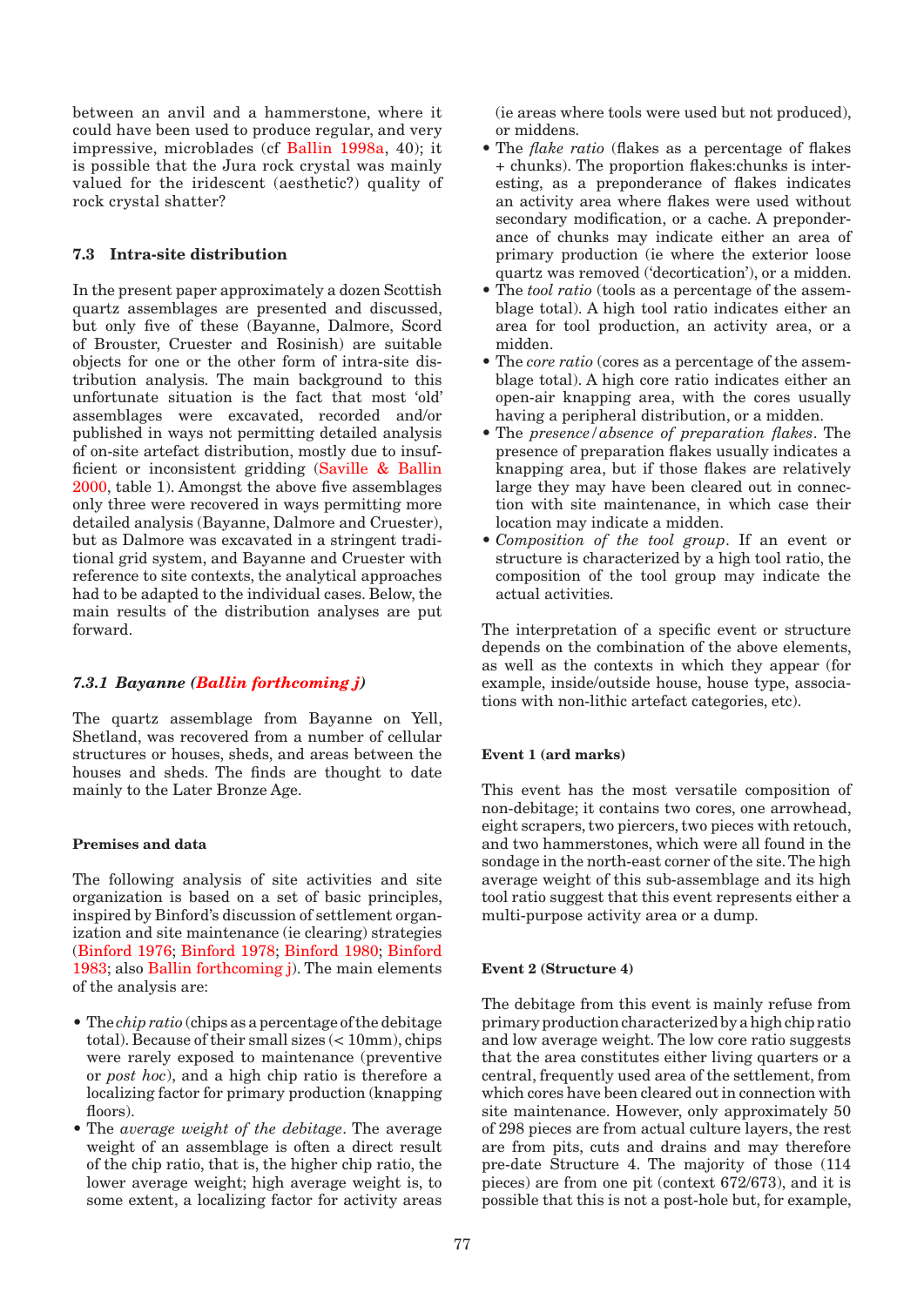between an anvil and a hammerstone, where it could have been used to produce regular, and very impressive, microblades (cf Ballin 1998a, 40); it is possible that the Jura rock crystal was mainly valued for the iridescent (aesthetic?) quality of rock crystal shatter?

## 7.3 Intra-site distribution

In the present paper approximately a dozen Scottish quartz assemblages are presented and discussed, but only five of these (Bayanne, Dalmore, Scord of Brouster, Cruester and Rosinish) are suitable objects for one or the other form of intra-site distribution analysis. The main background to this unfortunate situation is the fact that most 'old' assemblages were excavated, recorded and/or published in ways not permitting detailed analysis of on-site artefact distribution, mostly due to insufficient or inconsistent gridding (Saville & Ballin 2000, table 1). Amongst the above five assemblages only three were recovered in ways permitting more detailed analysis (Bayanne, Dalmore and Cruester), but as Dalmore was excavated in a stringent traditional grid system, and Bayanne and Cruester with reference to site contexts, the analytical approaches had to be adapted to the individual cases. Below, the main results of the distribution analyses are put forward.

### *7.3.1 Bayanne (Ballin forthcoming j)*

The quartz assemblage from Bayanne on Yell, Shetland, was recovered from a number of cellular structures or houses, sheds, and areas between the houses and sheds. The finds are thought to date mainly to the Later Bronze Age.

#### Premises and data

The following analysis of site activities and site organization is based on a set of basic principles, inspired by Binford's discussion of settlement organization and site maintenance (ie clearing) strategies (Binford 1976; Binford 1978; Binford 1980; Binford 1983; also Ballin forthcoming j). The main elements of the analysis are:

- The *chip ratio* (chips as a percentage of the debitage total). Because of their small sizes (< 10mm), chips were rarely exposed to maintenance (preventive or *post hoc*), and a high chip ratio is therefore a localizing factor for primary production (knapping floors).
- The *average weight of the debitage*. The average weight of an assemblage is often a direct result of the chip ratio, that is, the higher chip ratio, the lower average weight; high average weight is, to some extent, a localizing factor for activity areas (ie areas where tools were used but not produced), or middens.
- The *flake ratio* (flakes as a percentage of flakes + chunks). The proportion flakes:chunks is interesting, as a preponderance of flakes indicates an activity area where flakes were used without secondary modification, or a cache. A preponderance of chunks may indicate either an area of primary production (ie where the exterior loose quartz was removed ('decortication'), or a midden.
- The *tool ratio* (tools as a percentage of the assemblage total). A high tool ratio indicates either an area for tool production, an activity area, or a midden.
- The *core ratio* (cores as a percentage of the assemblage total). A high core ratio indicates either an open-air knapping area, with the cores usually having a peripheral distribution, or a midden.
- The *presence/absence of preparation flakes*. The presence of preparation flakes usually indicates a knapping area, but if those flakes are relatively large they may have been cleared out in connection with site maintenance, in which case their location may indicate a midden.
- *Composition of the tool group*. If an event or structure is characterized by a high tool ratio, the composition of the tool group may indicate the actual activities.

The interpretation of a specific event or structure depends on the combination of the above elements, as well as the contexts in which they appear (for example, inside/outside house, house type, associations with non-lithic artefact categories, etc).

#### Event 1 (ard marks)

This event has the most versatile composition of non-debitage; it contains two cores, one arrowhead, eight scrapers, two piercers, two pieces with retouch, and two hammerstones, which were all found in the sondage in the north-east corner of the site. The high average weight of this sub-assemblage and its high tool ratio suggest that this event represents either a multi-purpose activity area or a dump.

#### Event 2 (Structure 4)

The debitage from this event is mainly refuse from primary production characterized by a high chip ratio and low average weight. The low core ratio suggests that the area constitutes either living quarters or a central, frequently used area of the settlement, from which cores have been cleared out in connection with site maintenance. However, only approximately 50 of 298 pieces are from actual culture layers, the rest are from pits, cuts and drains and may therefore pre-date Structure 4. The majority of those (114 pieces) are from one pit (context 672/673), and it is possible that this is not a post-hole but, for example,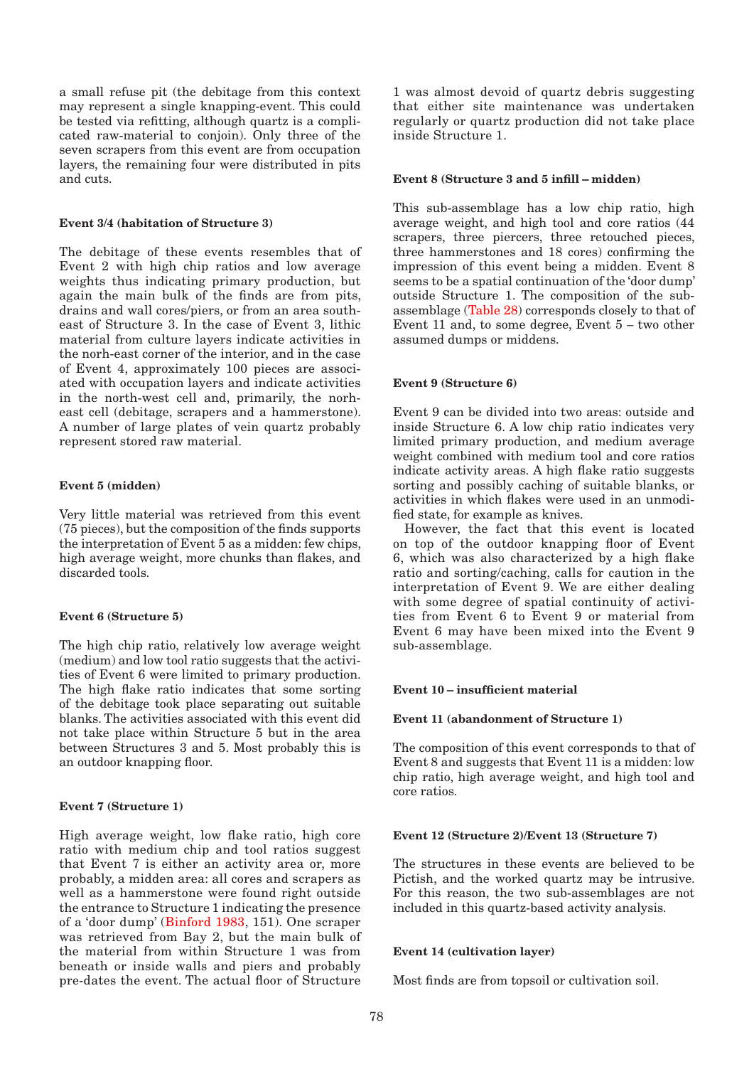a small refuse pit (the debitage from this context may represent a single knapping-event. This could be tested via refitting, although quartz is a complicated raw-material to conjoin). Only three of the seven scrapers from this event are from occupation layers, the remaining four were distributed in pits and cuts.

#### Event 3/4 (habitation of Structure 3)

The debitage of these events resembles that of Event 2 with high chip ratios and low average weights thus indicating primary production, but again the main bulk of the finds are from pits, drains and wall cores/piers, or from an area south-east of Structure 3. In the case of Event 3, lithic material from culture layers indicate activities in the norh-east corner of the interior, and in the case of Event 4, approximately 100 pieces are associated with occupation layers and indicate activities in the north-west cell and, primarily, the norh-east cell (debitage, scrapers and a hammerstone). A number of large plates of vein quartz probably represent stored raw material.

#### Event 5 (midden)

Very little material was retrieved from this event (75 pieces), but the composition of the finds supports the interpretation of Event 5 as a midden: few chips, high average weight, more chunks than flakes, and discarded tools.

#### Event 6 (Structure 5)

The high chip ratio, relatively low average weight (medium) and low tool ratio suggests that the activities of Event 6 were limited to primary production. The high flake ratio indicates that some sorting of the debitage took place separating out suitable blanks. The activities associated with this event did not take place within Structure 5 but in the area between Structures 3 and 5. Most probably this is an outdoor knapping floor.

#### Event 7 (Structure 1)

High average weight, low flake ratio, high core ratio with medium chip and tool ratios suggest that Event 7 is either an activity area or, more probably, a midden area: all cores and scrapers as well as a hammerstone were found right outside the entrance to Structure 1 indicating the presence of a 'door dump' (Binford 1983, 151). One scraper was retrieved from Bay 2, but the main bulk of the material from within Structure 1 was from beneath or inside walls and piers and probably pre-dates the event. The actual floor of Structure 1 was almost devoid of quartz debris suggesting that either site maintenance was undertaken regularly or quartz production did not take place inside Structure 1.

#### Event 8 (Structure 3 and 5 infill – midden)

This sub-assemblage has a low chip ratio, high average weight, and high tool and core ratios (44 scrapers, three piercers, three retouched pieces, three hammerstones and 18 cores) confirming the impression of this event being a midden. Event 8 seems to be a spatial continuation of the 'door dump' outside Structure 1. The composition of the sub-assemblage (Table 28) corresponds closely to that of Event 11 and, to some degree, Event 5 – two other assumed dumps or middens.

#### Event 9 (Structure 6)

Event 9 can be divided into two areas: outside and inside Structure 6. A low chip ratio indicates very limited primary production, and medium average weight combined with medium tool and core ratios indicate activity areas. A high flake ratio suggests sorting and possibly caching of suitable blanks, or activities in which flakes were used in an unmodified state, for example as knives.

However, the fact that this event is located on top of the outdoor knapping floor of Event 6, which was also characterized by a high flake ratio and sorting/caching, calls for caution in the interpretation of Event 9. We are either dealing with some degree of spatial continuity of activities from Event 6 to Event 9 or material from Event 6 may have been mixed into the Event 9 sub-assemblage.

#### Event 10 – insufficient material

#### Event 11 (abandonment of Structure 1)

The composition of this event corresponds to that of Event 8 and suggests that Event 11 is a midden: low chip ratio, high average weight, and high tool and core ratios.

#### Event 12 (Structure 2)/Event 13 (Structure 7)

The structures in these events are believed to be Pictish, and the worked quartz may be intrusive. For this reason, the two sub-assemblages are not included in this quartz-based activity analysis.

#### Event 14 (cultivation layer)

Most finds are from topsoil or cultivation soil.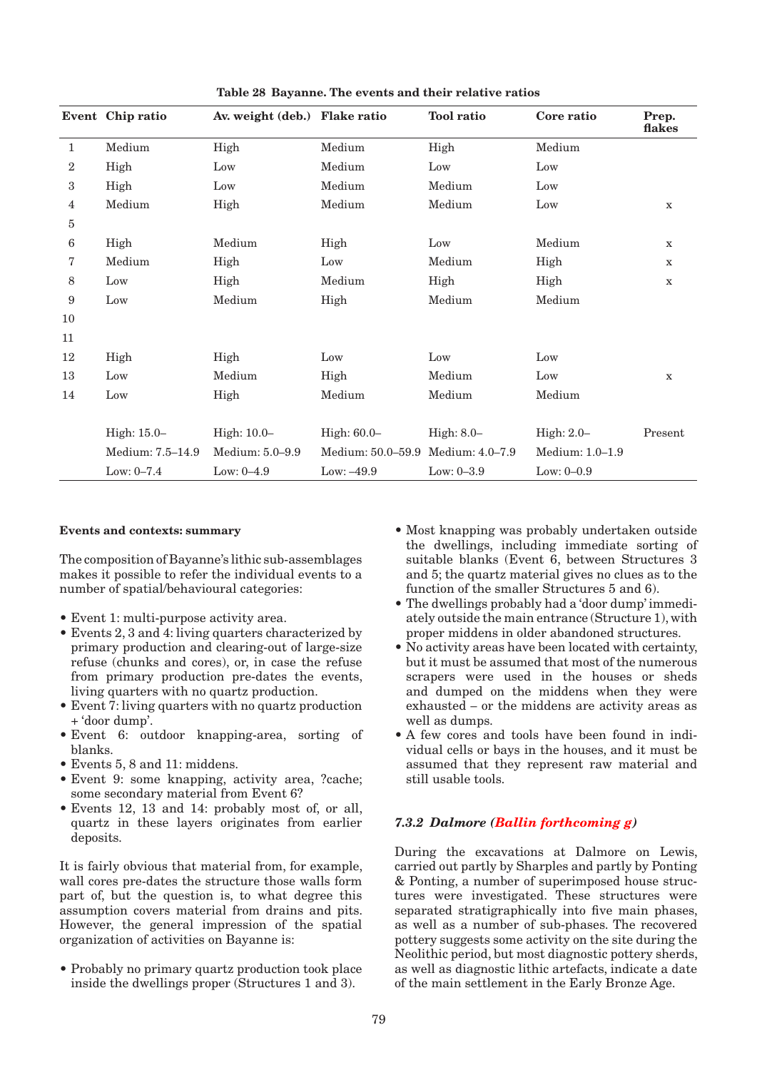**Table 28 Bayanne. The events and their relative ratios**

| Event | Chip ratio | Av. weight (deb.) | Flake ratio | Tool ratio | Core ratio | Prep. flakes |
|---|---|---|---|---|---|---|
| 1 | Medium | High | Medium | High | Medium | |
| 2 | High | Low | Medium | Low | Low | |
| 3 | High | Low | Medium | Medium | Low | |
| 4 | Medium | High | Medium | Medium | Low | x |
| 5 | | | | | | |
| 6 | High | Medium | High | Low | Medium | x |
| 7 | Medium | High | Low | Medium | High | x |
| 8 | Low | High | Medium | High | High | x |
| 9 | Low | Medium | High | Medium | Medium | |
| 10 | | | | | | |
| 11 | | | | | | |
| 12 | High | High | Low | Low | Low | |
| 13 | Low | Medium | High | Medium | Low | x |
| 14 | Low | High | Medium | Medium | Medium | |
| | High: 15.0– | High: 10.0– | High: 60.0– | High: 8.0– | High: 2.0– | Present |
| | Medium: 7.5–14.9 | Medium: 5.0–9.9 | Medium: 50.0–59.9 | Medium: 4.0–7.9 | Medium: 1.0–1.9 | |
| | Low: 0–7.4 | Low: 0–4.9 | Low: –49.9 | Low: 0–3.9 | Low: 0–0.9 | |

**Events and contexts: summary**

The composition of Bayanne's lithic sub-assemblages makes it possible to refer the individual events to a number of spatial/behavioural categories:

- Event 1: multi-purpose activity area.
- Events 2, 3 and 4: living quarters characterized by primary production and clearing-out of large-size refuse (chunks and cores), or, in case the refuse from primary production pre-dates the events, living quarters with no quartz production.
- Event 7: living quarters with no quartz production + 'door dump'.
- Event 6: outdoor knapping-area, sorting of blanks.
- Events 5, 8 and 11: middens.
- Event 9: some knapping, activity area, ?cache; some secondary material from Event 6?
- Events 12, 13 and 14: probably most of, or all, quartz in these layers originates from earlier deposits.

It is fairly obvious that material from, for example, wall cores pre-dates the structure those walls form part of, but the question is, to what degree this assumption covers material from drains and pits. However, the general impression of the spatial organization of activities on Bayanne is:

- Probably no primary quartz production took place inside the dwellings proper (Structures 1 and 3).
- Most knapping was probably undertaken outside the dwellings, including immediate sorting of suitable blanks (Event 6, between Structures 3 and 5; the quartz material gives no clues as to the function of the smaller Structures 5 and 6).
- The dwellings probably had a 'door dump' immediately outside the main entrance (Structure 1), with proper middens in older abandoned structures.
- No activity areas have been located with certainty, but it must be assumed that most of the numerous scrapers were used in the houses or sheds and dumped on the middens when they were exhausted – or the middens are activity areas as well as dumps.
- A few cores and tools have been found in individual cells or bays in the houses, and it must be assumed that they represent raw material and still usable tools.

### *7.3.2 Dalmore (Ballin forthcoming g)*

During the excavations at Dalmore on Lewis, carried out partly by Sharples and partly by Ponting & Ponting, a number of superimposed house structures were investigated. These structures were separated stratigraphically into five main phases, as well as a number of sub-phases. The recovered pottery suggests some activity on the site during the Neolithic period, but most diagnostic pottery sherds, as well as diagnostic lithic artefacts, indicate a date of the main settlement in the Early Bronze Age.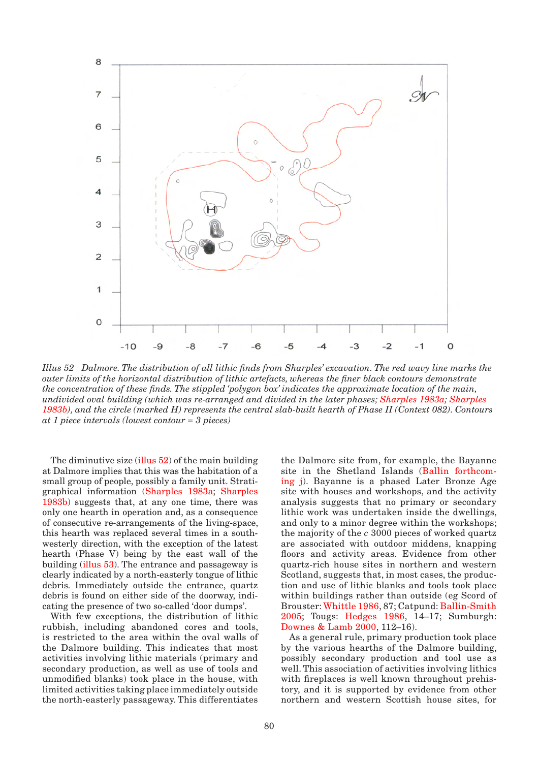*Illus 52 Dalmore. The distribution of all lithic finds from Sharples' excavation. The red wavy line marks the outer limits of the horizontal distribution of lithic artefacts, whereas the finer black contours demonstrate the concentration of these finds. The stippled 'polygon box' indicates the approximate location of the main, undivided oval building (which was re-arranged and divided in the later phases; Sharples 1983a; Sharples 1983b), and the circle (marked H) represents the central slab-built hearth of Phase II (Context 082). Contours at 1 piece intervals (lowest contour = 3 pieces)*

The diminutive size (illus 52) of the main building at Dalmore implies that this was the habitation of a small group of people, possibly a family unit. Stratigraphical information (Sharples 1983a; Sharples 1983b) suggests that, at any one time, there was only one hearth in operation and, as a consequence of consecutive re-arrangements of the living-space, this hearth was replaced several times in a south-westerly direction, with the exception of the latest hearth (Phase V) being by the east wall of the building (illus 53). The entrance and passageway is clearly indicated by a north-easterly tongue of lithic debris. Immediately outside the entrance, quartz debris is found on either side of the doorway, indicating the presence of two so-called 'door dumps'.

With few exceptions, the distribution of lithic rubbish, including abandoned cores and tools, is restricted to the area within the oval walls of the Dalmore building. This indicates that most activities involving lithic materials (primary and secondary production, as well as use of tools and unmodified blanks) took place in the house, with limited activities taking place immediately outside the north-easterly passageway. This differentiates the Dalmore site from, for example, the Bayanne site in the Shetland Islands (Ballin forthcoming j). Bayanne is a phased Later Bronze Age site with houses and workshops, and the activity analysis suggests that no primary or secondary lithic work was undertaken inside the dwellings, and only to a minor degree within the workshops; the majority of the *c* 3000 pieces of worked quartz are associated with outdoor middens, knapping floors and activity areas. Evidence from other quartz-rich house sites in northern and western Scotland, suggests that, in most cases, the production and use of lithic blanks and tools took place within buildings rather than outside (eg Scord of Brouster: Whittle 1986, 87; Catpund: Ballin-Smith 2005; Tougs: Hedges 1986, 14–17; Sumburgh: Downes & Lamb 2000, 112–16).

As a general rule, primary production took place by the various hearths of the Dalmore building, possibly secondary production and tool use as well. This association of activities involving lithics with fireplaces is well known throughout prehistory, and it is supported by evidence from other northern and western Scottish house sites, for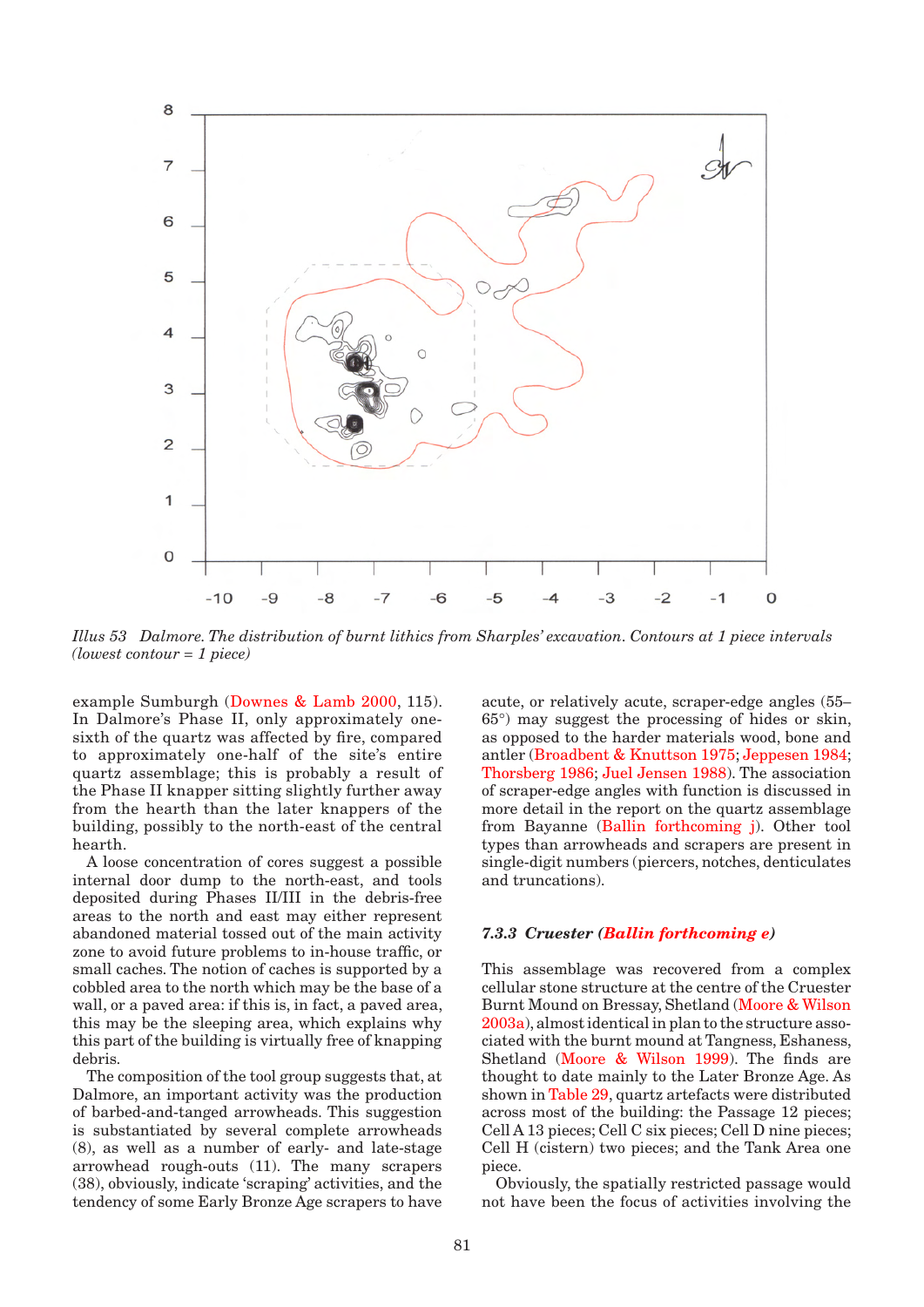*Illus 53 Dalmore. The distribution of burnt lithics from Sharples' excavation. Contours at 1 piece intervals (lowest contour = 1 piece)*

example Sumburgh (Downes & Lamb 2000, 115). In Dalmore's Phase II, only approximately one-sixth of the quartz was affected by fire, compared to approximately one-half of the site's entire quartz assemblage; this is probably a result of the Phase II knapper sitting slightly further away from the hearth than the later knappers of the building, possibly to the north-east of the central hearth.

A loose concentration of cores suggest a possible internal door dump to the north-east, and tools deposited during Phases II/III in the debris-free areas to the north and east may either represent abandoned material tossed out of the main activity zone to avoid future problems to in-house traffic, or small caches. The notion of caches is supported by a cobbled area to the north which may be the base of a wall, or a paved area: if this is, in fact, a paved area, this may be the sleeping area, which explains why this part of the building is virtually free of knapping debris.

The composition of the tool group suggests that, at Dalmore, an important activity was the production of barbed-and-tanged arrowheads. This suggestion is substantiated by several complete arrowheads (8), as well as a number of early- and late-stage arrowhead rough-outs (11). The many scrapers (38), obviously, indicate 'scraping' activities, and the tendency of some Early Bronze Age scrapers to have acute, or relatively acute, scraper-edge angles (55–65°) may suggest the processing of hides or skin, as opposed to the harder materials wood, bone and antler (Broadbent & Knuttson 1975; Jeppesen 1984; Thorsberg 1986; Juel Jensen 1988). The association of scraper-edge angles with function is discussed in more detail in the report on the quartz assemblage from Bayanne (Ballin forthcoming j). Other tool types than arrowheads and scrapers are present in single-digit numbers (piercers, notches, denticulates and truncations).

### 7.3.3 *Cruester (Ballin forthcoming e)*

This assemblage was recovered from a complex cellular stone structure at the centre of the Cruester Burnt Mound on Bressay, Shetland (Moore & Wilson 2003a), almost identical in plan to the structure associated with the burnt mound at Tangness, Eshaness, Shetland (Moore & Wilson 1999). The finds are thought to date mainly to the Later Bronze Age. As shown in Table 29, quartz artefacts were distributed across most of the building: the Passage 12 pieces; Cell A 13 pieces; Cell C six pieces; Cell D nine pieces; Cell H (cistern) two pieces; and the Tank Area one piece.

Obviously, the spatially restricted passage would not have been the focus of activities involving the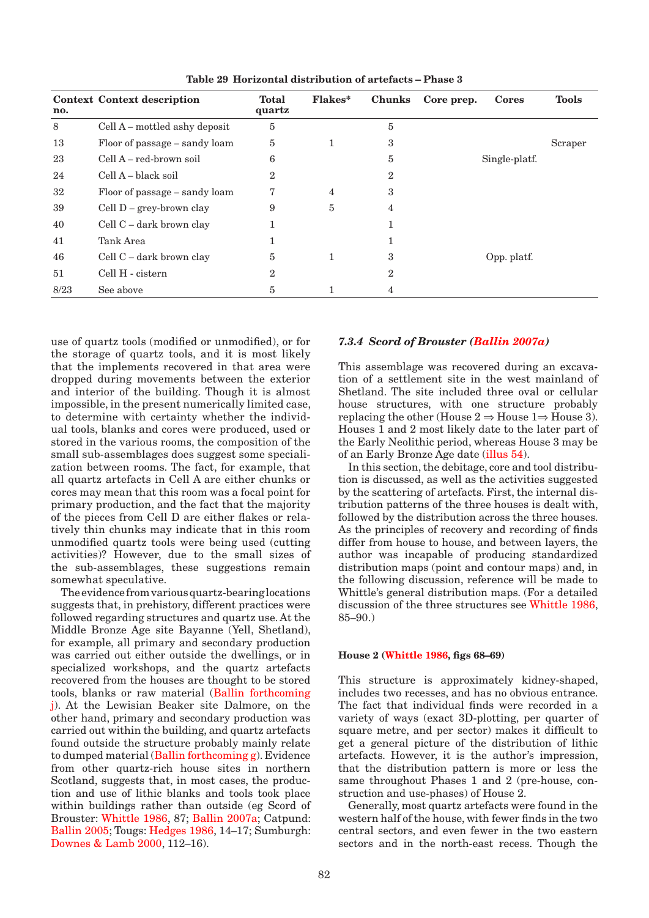**Table 29 Horizontal distribution of artefacts – Phase 3**

| Context no. | Context description | Total quartz | Flakes* | Chunks | Core prep. | Cores | Tools |
|---|---|---|---|---|---|---|---|
| 8 | Cell A – mottled ashy deposit | 5 | | 5 | | | |
| 13 | Floor of passage – sandy loam | 5 | 1 | 3 | | | Scraper |
| 23 | Cell A – red-brown soil | 6 | | 5 | | Single-platf. | |
| 24 | Cell A – black soil | 2 | | 2 | | | |
| 32 | Floor of passage – sandy loam | 7 | 4 | 3 | | | |
| 39 | Cell D – grey-brown clay | 9 | 5 | 4 | | | |
| 40 | Cell C – dark brown clay | 1 | | 1 | | | |
| 41 | Tank Area | 1 | | 1 | | | |
| 46 | Cell C – dark brown clay | 5 | 1 | 3 | | Opp. platf. | |
| 51 | Cell H - cistern | 2 | | 2 | | | |
| 8/23 | See above | 5 | 1 | 4 | | | |

use of quartz tools (modified or unmodified), or for the storage of quartz tools, and it is most likely that the implements recovered in that area were dropped during movements between the exterior and interior of the building. Though it is almost impossible, in the present numerically limited case, to determine with certainty whether the individual tools, blanks and cores were produced, used or stored in the various rooms, the composition of the small sub-assemblages does suggest some specialization between rooms. The fact, for example, that all quartz artefacts in Cell A are either chunks or cores may mean that this room was a focal point for primary production, and the fact that the majority of the pieces from Cell D are either flakes or relatively thin chunks may indicate that in this room unmodified quartz tools were being used (cutting activities)? However, due to the small sizes of the sub-assemblages, these suggestions remain somewhat speculative.

The evidence from various quartz-bearing locations suggests that, in prehistory, different practices were followed regarding structures and quartz use. At the Middle Bronze Age site Bayanne (Yell, Shetland), for example, all primary and secondary production was carried out either outside the dwellings, or in specialized workshops, and the quartz artefacts recovered from the houses are thought to be stored tools, blanks or raw material (Ballin forthcoming j). At the Lewisian Beaker site Dalmore, on the other hand, primary and secondary production was carried out within the building, and quartz artefacts found outside the structure probably mainly relate to dumped material (Ballin forthcoming g). Evidence from other quartz-rich house sites in northern Scotland, suggests that, in most cases, the production and use of lithic blanks and tools took place within buildings rather than outside (eg Scord of Brouster: Whittle 1986, 87; Ballin 2007a; Catpund: Ballin 2005; Tougs: Hedges 1986, 14–17; Sumburgh: Downes & Lamb 2000, 112–16).

### *7.3.4 Scord of Brouster (Ballin 2007a)*

This assemblage was recovered during an excavation of a settlement site in the west mainland of Shetland. The site included three oval or cellular house structures, with one structure probably replacing the other (House 2 ⇒ House 1⇒ House 3). Houses 1 and 2 most likely date to the later part of the Early Neolithic period, whereas House 3 may be of an Early Bronze Age date (illus 54).

In this section, the debitage, core and tool distribution is discussed, as well as the activities suggested by the scattering of artefacts. First, the internal distribution patterns of the three houses is dealt with, followed by the distribution across the three houses. As the principles of recovery and recording of finds differ from house to house, and between layers, the author was incapable of producing standardized distribution maps (point and contour maps) and, in the following discussion, reference will be made to Whittle's general distribution maps. (For a detailed discussion of the three structures see Whittle 1986, 85–90.)

#### House 2 (Whittle 1986, figs 68–69)

This structure is approximately kidney-shaped, includes two recesses, and has no obvious entrance. The fact that individual finds were recorded in a variety of ways (exact 3D-plotting, per quarter of square metre, and per sector) makes it difficult to get a general picture of the distribution of lithic artefacts. However, it is the author's impression, that the distribution pattern is more or less the same throughout Phases 1 and 2 (pre-house, construction and use-phases) of House 2.

Generally, most quartz artefacts were found in the western half of the house, with fewer finds in the two central sectors, and even fewer in the two eastern sectors and in the north-east recess. Though the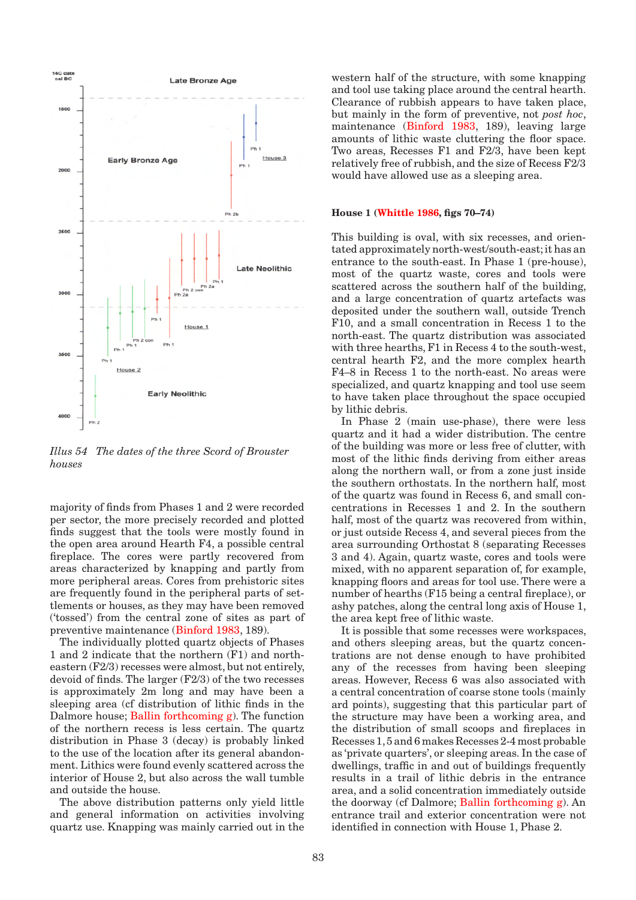*Illus 54 The dates of the three Scord of Brouster houses*

majority of finds from Phases 1 and 2 were recorded per sector, the more precisely recorded and plotted finds suggest that the tools were mostly found in the open area around Hearth F4, a possible central fireplace. The cores were partly recovered from areas characterized by knapping and partly from more peripheral areas. Cores from prehistoric sites are frequently found in the peripheral parts of settlements or houses, as they may have been removed ('tossed') from the central zone of sites as part of preventive maintenance (Binford 1983, 189).

The individually plotted quartz objects of Phases 1 and 2 indicate that the northern (F1) and north-eastern (F2/3) recesses were almost, but not entirely, devoid of finds. The larger (F2/3) of the two recesses is approximately 2m long and may have been a sleeping area (cf distribution of lithic finds in the Dalmore house; Ballin forthcoming g). The function of the northern recess is less certain. The quartz distribution in Phase 3 (decay) is probably linked to the use of the location after its general abandonment. Lithics were found evenly scattered across the interior of House 2, but also across the wall tumble and outside the house.

The above distribution patterns only yield little and general information on activities involving quartz use. Knapping was mainly carried out in the western half of the structure, with some knapping and tool use taking place around the central hearth. Clearance of rubbish appears to have taken place, but mainly in the form of preventive, not *post hoc*, maintenance (Binford 1983, 189), leaving large amounts of lithic waste cluttering the floor space. Two areas, Recesses F1 and F2/3, have been kept relatively free of rubbish, and the size of Recess F2/3 would have allowed use as a sleeping area.

**House 1 (Whittle 1986, figs 70–74)**

This building is oval, with six recesses, and orientated approximately north-west/south-east; it has an entrance to the south-east. In Phase 1 (pre-house), most of the quartz waste, cores and tools were scattered across the southern half of the building, and a large concentration of quartz artefacts was deposited under the southern wall, outside Trench F10, and a small concentration in Recess 1 to the north-east. The quartz distribution was associated with three hearths, F1 in Recess 4 to the south-west, central hearth F2, and the more complex hearth F4–8 in Recess 1 to the north-east. No areas were specialized, and quartz knapping and tool use seem to have taken place throughout the space occupied by lithic debris.

In Phase 2 (main use-phase), there were less quartz and it had a wider distribution. The centre of the building was more or less free of clutter, with most of the lithic finds deriving from either areas along the northern wall, or from a zone just inside the southern orthostats. In the northern half, most of the quartz was found in Recess 6, and small concentrations in Recesses 1 and 2. In the southern half, most of the quartz was recovered from within, or just outside Recess 4, and several pieces from the area surrounding Orthostat 8 (separating Recesses 3 and 4). Again, quartz waste, cores and tools were mixed, with no apparent separation of, for example, knapping floors and areas for tool use. There were a number of hearths (F15 being a central fireplace), or ashy patches, along the central long axis of House 1, the area kept free of lithic waste.

It is possible that some recesses were workspaces, and others sleeping areas, but the quartz concentrations are not dense enough to have prohibited any of the recesses from having been sleeping areas. However, Recess 6 was also associated with a central concentration of coarse stone tools (mainly ard points), suggesting that this particular part of the structure may have been a working area, and the distribution of small scoops and fireplaces in Recesses 1, 5 and 6 makes Recesses 2-4 most probable as 'private quarters', or sleeping areas. In the case of dwellings, traffic in and out of buildings frequently results in a trail of lithic debris in the entrance area, and a solid concentration immediately outside the doorway (cf Dalmore; Ballin forthcoming g). An entrance trail and exterior concentration were not identified in connection with House 1, Phase 2.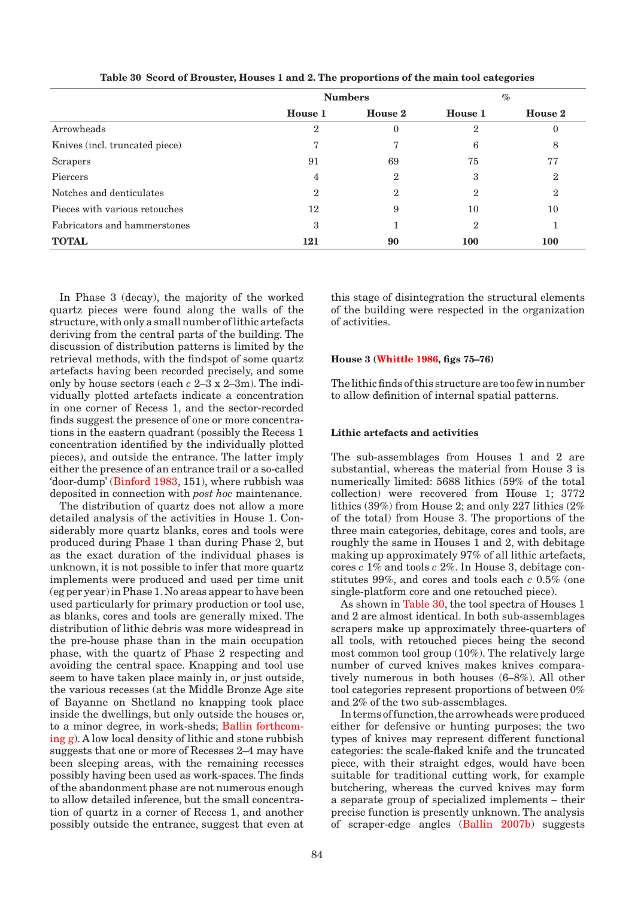**Table 30 Scord of Brouster, Houses 1 and 2. The proportions of the main tool categories**

| | Numbers | | % | |
|---|---|---|---|---|
| | **House 1** | **House 2** | **House 1** | **House 2** |
| Arrowheads | 2 | 0 | 2 | 0 |
| Knives (incl. truncated piece) | 7 | 7 | 6 | 8 |
| Scrapers | 91 | 69 | 75 | 77 |
| Piercers | 4 | 2 | 3 | 2 |
| Notches and denticulates | 2 | 2 | 2 | 2 |
| Pieces with various retouches | 12 | 9 | 10 | 10 |
| Fabricators and hammerstones | 3 | 1 | 2 | 1 |
| **TOTAL** | **121** | **90** | **100** | **100** |

In Phase 3 (decay), the majority of the worked quartz pieces were found along the walls of the structure, with only a small number of lithic artefacts deriving from the central parts of the building. The discussion of distribution patterns is limited by the retrieval methods, with the findspot of some quartz artefacts having been recorded precisely, and some only by house sectors (each *c* 2–3 x 2–3m). The individually plotted artefacts indicate a concentration in one corner of Recess 1, and the sector-recorded finds suggest the presence of one or more concentrations in the eastern quadrant (possibly the Recess 1 concentration identified by the individually plotted pieces), and outside the entrance. The latter imply either the presence of an entrance trail or a so-called 'door-dump' (Binford 1983, 151), where rubbish was deposited in connection with *post hoc* maintenance.

The distribution of quartz does not allow a more detailed analysis of the activities in House 1. Considerably more quartz blanks, cores and tools were produced during Phase 1 than during Phase 2, but as the exact duration of the individual phases is unknown, it is not possible to infer that more quartz implements were produced and used per time unit (eg per year) in Phase 1. No areas appear to have been used particularly for primary production or tool use, as blanks, cores and tools are generally mixed. The distribution of lithic debris was more widespread in the pre-house phase than in the main occupation phase, with the quartz of Phase 2 respecting and avoiding the central space. Knapping and tool use seem to have taken place mainly in, or just outside, the various recesses (at the Middle Bronze Age site of Bayanne on Shetland no knapping took place inside the dwellings, but only outside the houses or, to a minor degree, in work-sheds; Ballin forthcoming g). A low local density of lithic and stone rubbish suggests that one or more of Recesses 2–4 may have been sleeping areas, with the remaining recesses possibly having been used as work-spaces. The finds of the abandonment phase are not numerous enough to allow detailed inference, but the small concentration of quartz in a corner of Recess 1, and another possibly outside the entrance, suggest that even at this stage of disintegration the structural elements of the building were respected in the organization of activities.

#### House 3 (Whittle 1986, figs 75–76)

The lithic finds of this structure are too few in number to allow definition of internal spatial patterns.

### Lithic artefacts and activities

The sub-assemblages from Houses 1 and 2 are substantial, whereas the material from House 3 is numerically limited: 5688 lithics (59% of the total collection) were recovered from House 1; 3772 lithics (39%) from House 2; and only 227 lithics (2% of the total) from House 3. The proportions of the three main categories, debitage, cores and tools, are roughly the same in Houses 1 and 2, with debitage making up approximately 97% of all lithic artefacts, cores *c* 1% and tools *c* 2%. In House 3, debitage constitutes 99%, and cores and tools each *c* 0.5% (one single-platform core and one retouched piece).

As shown in Table 30, the tool spectra of Houses 1 and 2 are almost identical. In both sub-assemblages scrapers make up approximately three-quarters of all tools, with retouched pieces being the second most common tool group (10%). The relatively large number of curved knives makes knives comparatively numerous in both houses (6–8%). All other tool categories represent proportions of between 0% and 2% of the two sub-assemblages.

In terms of function, the arrowheads were produced either for defensive or hunting purposes; the two types of knives may represent different functional categories: the scale-flaked knife and the truncated piece, with their straight edges, would have been suitable for traditional cutting work, for example butchering, whereas the curved knives may form a separate group of specialized implements – their precise function is presently unknown. The analysis of scraper-edge angles (Ballin 2007b) suggests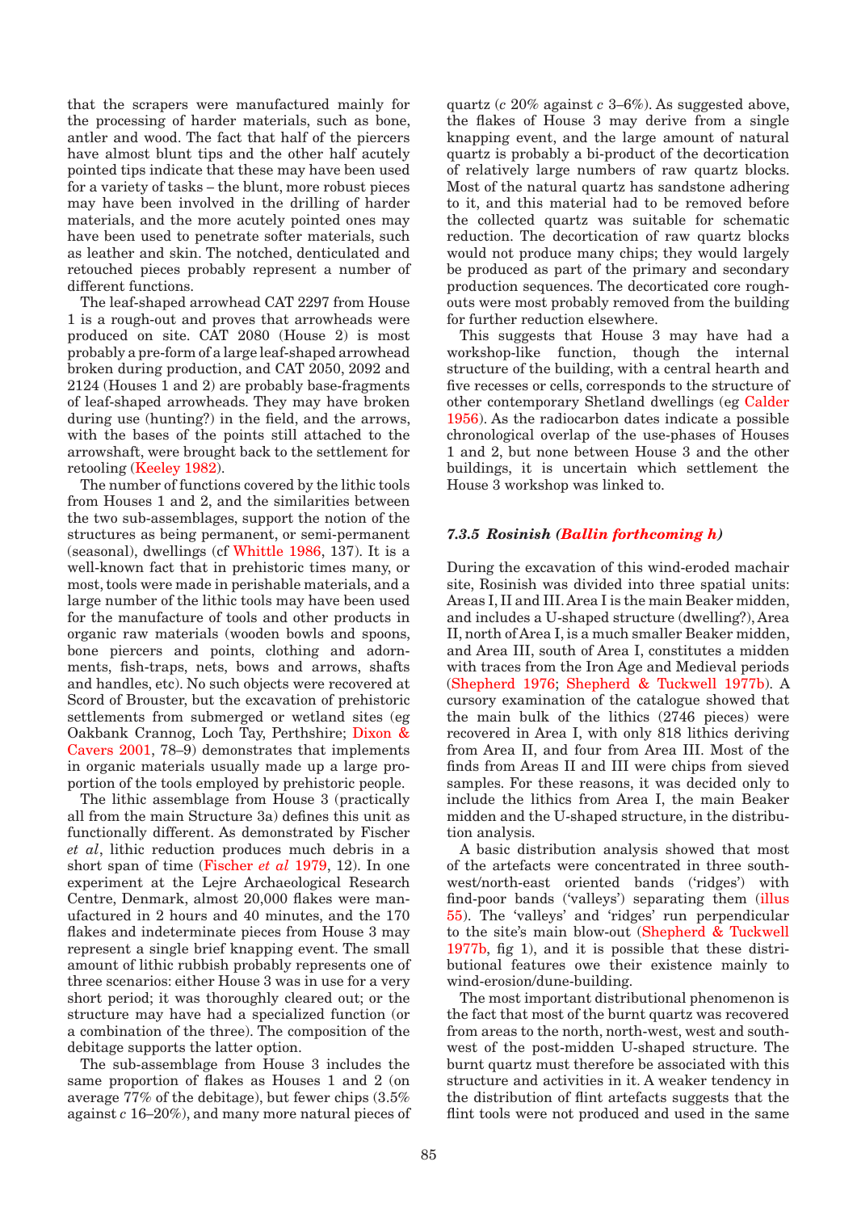that the scrapers were manufactured mainly for the processing of harder materials, such as bone, antler and wood. The fact that half of the piercers have almost blunt tips and the other half acutely pointed tips indicate that these may have been used for a variety of tasks – the blunt, more robust pieces may have been involved in the drilling of harder materials, and the more acutely pointed ones may have been used to penetrate softer materials, such as leather and skin. The notched, denticulated and retouched pieces probably represent a number of different functions.

The leaf-shaped arrowhead CAT 2297 from House 1 is a rough-out and proves that arrowheads were produced on site. CAT 2080 (House 2) is most probably a pre-form of a large leaf-shaped arrowhead broken during production, and CAT 2050, 2092 and 2124 (Houses 1 and 2) are probably base-fragments of leaf-shaped arrowheads. They may have broken during use (hunting?) in the field, and the arrows, with the bases of the points still attached to the arrowshaft, were brought back to the settlement for retooling (Keeley 1982).

The number of functions covered by the lithic tools from Houses 1 and 2, and the similarities between the two sub-assemblages, support the notion of the structures as being permanent, or semi-permanent (seasonal), dwellings (cf Whittle 1986, 137). It is a well-known fact that in prehistoric times many, or most, tools were made in perishable materials, and a large number of the lithic tools may have been used for the manufacture of tools and other products in organic raw materials (wooden bowls and spoons, bone piercers and points, clothing and adornments, fish-traps, nets, bows and arrows, shafts and handles, etc). No such objects were recovered at Scord of Brouster, but the excavation of prehistoric settlements from submerged or wetland sites (eg Oakbank Crannog, Loch Tay, Perthshire; Dixon & Cavers 2001, 78–9) demonstrates that implements in organic materials usually made up a large proportion of the tools employed by prehistoric people.

The lithic assemblage from House 3 (practically all from the main Structure 3a) defines this unit as functionally different. As demonstrated by Fischer *et al*, lithic reduction produces much debris in a short span of time (Fischer *et al* 1979, 12). In one experiment at the Lejre Archaeological Research Centre, Denmark, almost 20,000 flakes were manufactured in 2 hours and 40 minutes, and the 170 flakes and indeterminate pieces from House 3 may represent a single brief knapping event. The small amount of lithic rubbish probably represents one of three scenarios: either House 3 was in use for a very short period; it was thoroughly cleared out; or the structure may have had a specialized function (or a combination of the three). The composition of the debitage supports the latter option.

The sub-assemblage from House 3 includes the same proportion of flakes as Houses 1 and 2 (on average 77% of the debitage), but fewer chips (3.5% against *c* 16–20%), and many more natural pieces of quartz (*c* 20% against *c* 3–6%). As suggested above, the flakes of House 3 may derive from a single knapping event, and the large amount of natural quartz is probably a bi-product of the decortication of relatively large numbers of raw quartz blocks. Most of the natural quartz has sandstone adhering to it, and this material had to be removed before the collected quartz was suitable for schematic reduction. The decortication of raw quartz blocks would not produce many chips; they would largely be produced as part of the primary and secondary production sequences. The decorticated core rough-outs were most probably removed from the building for further reduction elsewhere.

This suggests that House 3 may have had a workshop-like function, though the internal structure of the building, with a central hearth and five recesses or cells, corresponds to the structure of other contemporary Shetland dwellings (eg Calder 1956). As the radiocarbon dates indicate a possible chronological overlap of the use-phases of Houses 1 and 2, but none between House 3 and the other buildings, it is uncertain which settlement the House 3 workshop was linked to.

### *7.3.5 Rosinish (Ballin forthcoming h)*

During the excavation of this wind-eroded machair site, Rosinish was divided into three spatial units: Areas I, II and III. Area I is the main Beaker midden, and includes a U-shaped structure (dwelling?), Area II, north of Area I, is a much smaller Beaker midden, and Area III, south of Area I, constitutes a midden with traces from the Iron Age and Medieval periods (Shepherd 1976; Shepherd & Tuckwell 1977b). A cursory examination of the catalogue showed that the main bulk of the lithics (2746 pieces) were recovered in Area I, with only 818 lithics deriving from Area II, and four from Area III. Most of the finds from Areas II and III were chips from sieved samples. For these reasons, it was decided only to include the lithics from Area I, the main Beaker midden and the U-shaped structure, in the distribution analysis.

A basic distribution analysis showed that most of the artefacts were concentrated in three south-west/north-east oriented bands ('ridges') with find-poor bands ('valleys') separating them (illus 55). The 'valleys' and 'ridges' run perpendicular to the site's main blow-out (Shepherd & Tuckwell 1977b, fig 1), and it is possible that these distributional features owe their existence mainly to wind-erosion/dune-building.

The most important distributional phenomenon is the fact that most of the burnt quartz was recovered from areas to the north, north-west, west and south-west of the post-midden U-shaped structure. The burnt quartz must therefore be associated with this structure and activities in it. A weaker tendency in the distribution of flint artefacts suggests that the flint tools were not produced and used in the same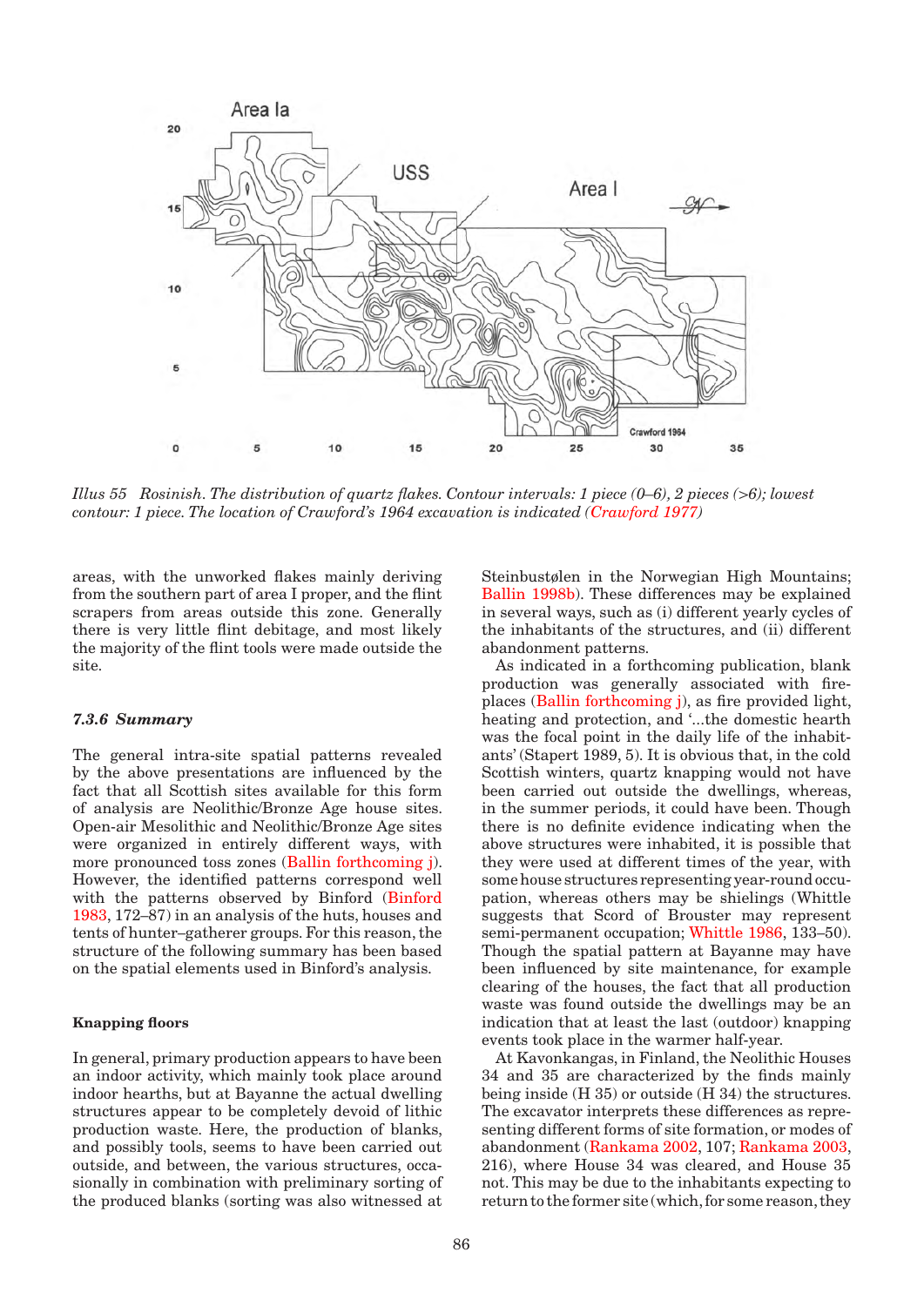Illus 55 Rosinish. The distribution of quartz flakes. Contour intervals: 1 piece (0–6), 2 pieces (>6); lowest contour: 1 piece. The location of Crawford's 1964 excavation is indicated (Crawford 1977)

areas, with the unworked flakes mainly deriving from the southern part of area I proper, and the flint scrapers from areas outside this zone. Generally there is very little flint debitage, and most likely the majority of the flint tools were made outside the site.

### 7.3.6 Summary

The general intra-site spatial patterns revealed by the above presentations are influenced by the fact that all Scottish sites available for this form of analysis are Neolithic/Bronze Age house sites. Open-air Mesolithic and Neolithic/Bronze Age sites were organized in entirely different ways, with more pronounced toss zones (Ballin forthcoming j). However, the identified patterns correspond well with the patterns observed by Binford (Binford 1983, 172–87) in an analysis of the huts, houses and tents of hunter–gatherer groups. For this reason, the structure of the following summary has been based on the spatial elements used in Binford's analysis.

#### Knapping floors

In general, primary production appears to have been an indoor activity, which mainly took place around indoor hearths, but at Bayanne the actual dwelling structures appear to be completely devoid of lithic production waste. Here, the production of blanks, and possibly tools, seems to have been carried out outside, and between, the various structures, occasionally in combination with preliminary sorting of the produced blanks (sorting was also witnessed at Steinbustølen in the Norwegian High Mountains; Ballin 1998b). These differences may be explained in several ways, such as (i) different yearly cycles of the inhabitants of the structures, and (ii) different abandonment patterns.

As indicated in a forthcoming publication, blank production was generally associated with fireplaces (Ballin forthcoming j), as fire provided light, heating and protection, and '...the domestic hearth was the focal point in the daily life of the inhabitants' (Stapert 1989, 5). It is obvious that, in the cold Scottish winters, quartz knapping would not have been carried out outside the dwellings, whereas, in the summer periods, it could have been. Though there is no definite evidence indicating when the above structures were inhabited, it is possible that they were used at different times of the year, with some house structures representing year-round occupation, whereas others may be shielings (Whittle suggests that Scord of Brouster may represent semi-permanent occupation; Whittle 1986, 133–50). Though the spatial pattern at Bayanne may have been influenced by site maintenance, for example clearing of the houses, the fact that all production waste was found outside the dwellings may be an indication that at least the last (outdoor) knapping events took place in the warmer half-year.

At Kavonkangas, in Finland, the Neolithic Houses 34 and 35 are characterized by the finds mainly being inside (H 35) or outside (H 34) the structures. The excavator interprets these differences as representing different forms of site formation, or modes of abandonment (Rankama 2002, 107; Rankama 2003, 216), where House 34 was cleared, and House 35 not. This may be due to the inhabitants expecting to return to the former site (which, for some reason, they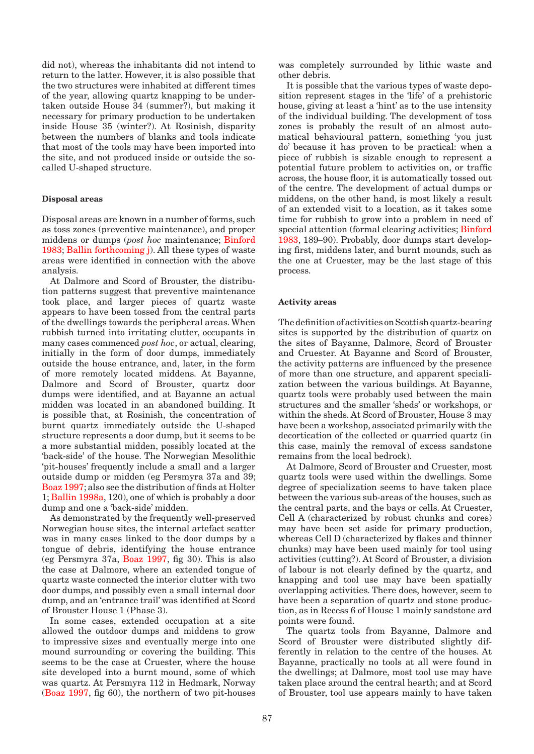did not), whereas the inhabitants did not intend to return to the latter. However, it is also possible that the two structures were inhabited at different times of the year, allowing quartz knapping to be undertaken outside House 34 (summer?), but making it necessary for primary production to be undertaken inside House 35 (winter?). At Rosinish, disparity between the numbers of blanks and tools indicate that most of the tools may have been imported into the site, and not produced inside or outside the so-called U-shaped structure.

### Disposal areas

Disposal areas are known in a number of forms, such as toss zones (preventive maintenance), and proper middens or dumps (*post hoc* maintenance; Binford 1983; Ballin forthcoming j). All these types of waste areas were identified in connection with the above analysis.

At Dalmore and Scord of Brouster, the distribution patterns suggest that preventive maintenance took place, and larger pieces of quartz waste appears to have been tossed from the central parts of the dwellings towards the peripheral areas. When rubbish turned into irritating clutter, occupants in many cases commenced *post hoc*, or actual, clearing, initially in the form of door dumps, immediately outside the house entrance, and, later, in the form of more remotely located middens. At Bayanne, Dalmore and Scord of Brouster, quartz door dumps were identified, and at Bayanne an actual midden was located in an abandoned building. It is possible that, at Rosinish, the concentration of burnt quartz immediately outside the U-shaped structure represents a door dump, but it seems to be a more substantial midden, possibly located at the 'back-side' of the house. The Norwegian Mesolithic 'pit-houses' frequently include a small and a larger outside dump or midden (eg Persmyra 37a and 39; Boaz 1997; also see the distribution of finds at Holter 1; Ballin 1998a, 120), one of which is probably a door dump and one a 'back-side' midden.

As demonstrated by the frequently well-preserved Norwegian house sites, the internal artefact scatter was in many cases linked to the door dumps by a tongue of debris, identifying the house entrance (eg Persmyra 37a, Boaz 1997, fig 30). This is also the case at Dalmore, where an extended tongue of quartz waste connected the interior clutter with two door dumps, and possibly even a small internal door dump, and an 'entrance trail' was identified at Scord of Brouster House 1 (Phase 3).

In some cases, extended occupation at a site allowed the outdoor dumps and middens to grow to impressive sizes and eventually merge into one mound surrounding or covering the building. This seems to be the case at Cruester, where the house site developed into a burnt mound, some of which was quartz. At Persmyra 112 in Hedmark, Norway (Boaz 1997, fig 60), the northern of two pit-houses was completely surrounded by lithic waste and other debris.

It is possible that the various types of waste deposition represent stages in the 'life' of a prehistoric house, giving at least a 'hint' as to the use intensity of the individual building. The development of toss zones is probably the result of an almost automatical behavioural pattern, something 'you just do' because it has proven to be practical: when a piece of rubbish is sizable enough to represent a potential future problem to activities on, or traffic across, the house floor, it is automatically tossed out of the centre. The development of actual dumps or middens, on the other hand, is most likely a result of an extended visit to a location, as it takes some time for rubbish to grow into a problem in need of special attention (formal clearing activities; Binford 1983, 189–90). Probably, door dumps start developing first, middens later, and burnt mounds, such as the one at Cruester, may be the last stage of this process.

### Activity areas

The definition of activities on Scottish quartz-bearing sites is supported by the distribution of quartz on the sites of Bayanne, Dalmore, Scord of Brouster and Cruester. At Bayanne and Scord of Brouster, the activity patterns are influenced by the presence of more than one structure, and apparent specialization between the various buildings. At Bayanne, quartz tools were probably used between the main structures and the smaller 'sheds' or workshops, or within the sheds. At Scord of Brouster, House 3 may have been a workshop, associated primarily with the decortication of the collected or quarried quartz (in this case, mainly the removal of excess sandstone remains from the local bedrock).

At Dalmore, Scord of Brouster and Cruester, most quartz tools were used within the dwellings. Some degree of specialization seems to have taken place between the various sub-areas of the houses, such as the central parts, and the bays or cells. At Cruester, Cell A (characterized by robust chunks and cores) may have been set aside for primary production, whereas Cell D (characterized by flakes and thinner chunks) may have been used mainly for tool using activities (cutting?). At Scord of Brouster, a division of labour is not clearly defined by the quartz, and knapping and tool use may have been spatially overlapping activities. There does, however, seem to have been a separation of quartz and stone production, as in Recess 6 of House 1 mainly sandstone ard points were found.

The quartz tools from Bayanne, Dalmore and Scord of Brouster were distributed slightly differently in relation to the centre of the houses. At Bayanne, practically no tools at all were found in the dwellings; at Dalmore, most tool use may have taken place around the central hearth; and at Scord of Brouster, tool use appears mainly to have taken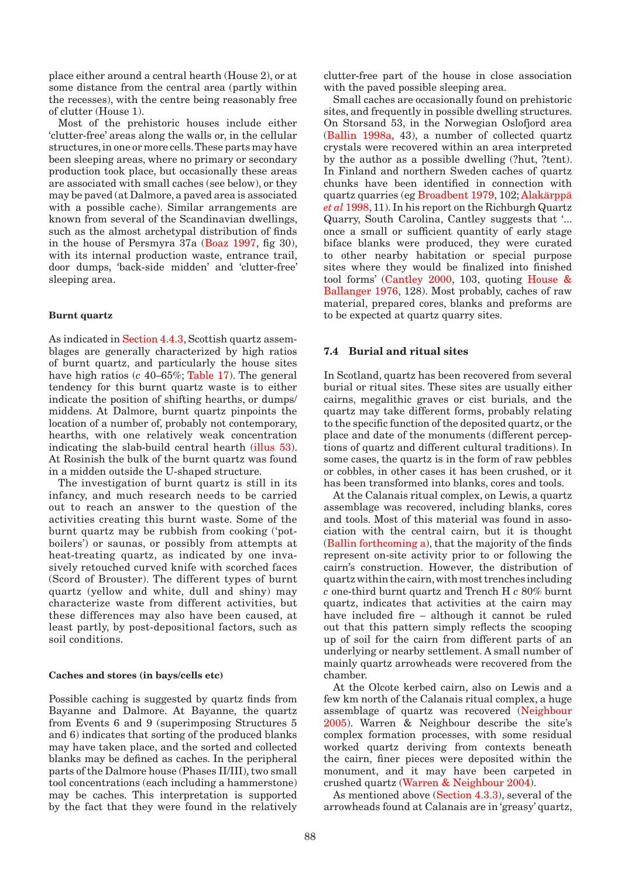place either around a central hearth (House 2), or at some distance from the central area (partly within the recesses), with the centre being reasonably free of clutter (House 1).

Most of the prehistoric houses include either 'clutter-free' areas along the walls or, in the cellular structures, in one or more cells. These parts may have been sleeping areas, where no primary or secondary production took place, but occasionally these areas are associated with small caches (see below), or they may be paved (at Dalmore, a paved area is associated with a possible cache). Similar arrangements are known from several of the Scandinavian dwellings, such as the almost archetypal distribution of finds in the house of Persmyra 37a (Boaz 1997, fig 30), with its internal production waste, entrance trail, door dumps, 'back-side midden' and 'clutter-free' sleeping area.

#### Burnt quartz

As indicated in Section 4.4.3, Scottish quartz assemblages are generally characterized by high ratios of burnt quartz, and particularly the house sites have high ratios (*c* 40–65%; Table 17). The general tendency for this burnt quartz waste is to either indicate the position of shifting hearths, or dumps/middens. At Dalmore, burnt quartz pinpoints the location of a number of, probably not contemporary, hearths, with one relatively weak concentration indicating the slab-build central hearth (illus 53). At Rosinish the bulk of the burnt quartz was found in a midden outside the U-shaped structure.

The investigation of burnt quartz is still in its infancy, and much research needs to be carried out to reach an answer to the question of the activities creating this burnt waste. Some of the burnt quartz may be rubbish from cooking ('pot-boilers') or saunas, or possibly from attempts at heat-treating quartz, as indicated by one invasively retouched curved knife with scorched faces (Scord of Brouster). The different types of burnt quartz (yellow and white, dull and shiny) may characterize waste from different activities, but these differences may also have been caused, at least partly, by post-depositional factors, such as soil conditions.

#### Caches and stores (in bays/cells etc)

Possible caching is suggested by quartz finds from Bayanne and Dalmore. At Bayanne, the quartz from Events 6 and 9 (superimposing Structures 5 and 6) indicates that sorting of the produced blanks may have taken place, and the sorted and collected blanks may be defined as caches. In the peripheral parts of the Dalmore house (Phases II/III), two small tool concentrations (each including a hammerstone) may be caches. This interpretation is supported by the fact that they were found in the relatively clutter-free part of the house in close association with the paved possible sleeping area.

Small caches are occasionally found on prehistoric sites, and frequently in possible dwelling structures. On Storsand 53, in the Norwegian Oslofjord area (Ballin 1998a, 43), a number of collected quartz crystals were recovered within an area interpreted by the author as a possible dwelling (?hut, ?tent). In Finland and northern Sweden caches of quartz chunks have been identified in connection with quartz quarries (eg Broadbent 1979, 102; Alakärppä *et al* 1998, 11). In his report on the Richburgh Quartz Quarry, South Carolina, Cantley suggests that '... once a small or sufficient quantity of early stage biface blanks were produced, they were curated to other nearby habitation or special purpose sites where they would be finalized into finished tool forms' (Cantley 2000, 103, quoting House & Ballanger 1976, 128). Most probably, caches of raw material, prepared cores, blanks and preforms are to be expected at quartz quarry sites.

## 7.4 Burial and ritual sites

In Scotland, quartz has been recovered from several burial or ritual sites. These sites are usually either cairns, megalithic graves or cist burials, and the quartz may take different forms, probably relating to the specific function of the deposited quartz, or the place and date of the monuments (different perceptions of quartz and different cultural traditions). In some cases, the quartz is in the form of raw pebbles or cobbles, in other cases it has been crushed, or it has been transformed into blanks, cores and tools.

At the Calanais ritual complex, on Lewis, a quartz assemblage was recovered, including blanks, cores and tools. Most of this material was found in association with the central cairn, but it is thought (Ballin forthcoming a), that the majority of the finds represent on-site activity prior to or following the cairn's construction. However, the distribution of quartz within the cairn, with most trenches including *c* one-third burnt quartz and Trench H *c* 80% burnt quartz, indicates that activities at the cairn may have included fire – although it cannot be ruled out that this pattern simply reflects the scooping up of soil for the cairn from different parts of an underlying or nearby settlement. A small number of mainly quartz arrowheads were recovered from the chamber.

At the Olcote kerbed cairn, also on Lewis and a few km north of the Calanais ritual complex, a huge assemblage of quartz was recovered (Neighbour 2005). Warren & Neighbour describe the site's complex formation processes, with some residual worked quartz deriving from contexts beneath the cairn, finer pieces were deposited within the monument, and it may have been carpeted in crushed quartz (Warren & Neighbour 2004).

As mentioned above (Section 4.3.3), several of the arrowheads found at Calanais are in 'greasy' quartz,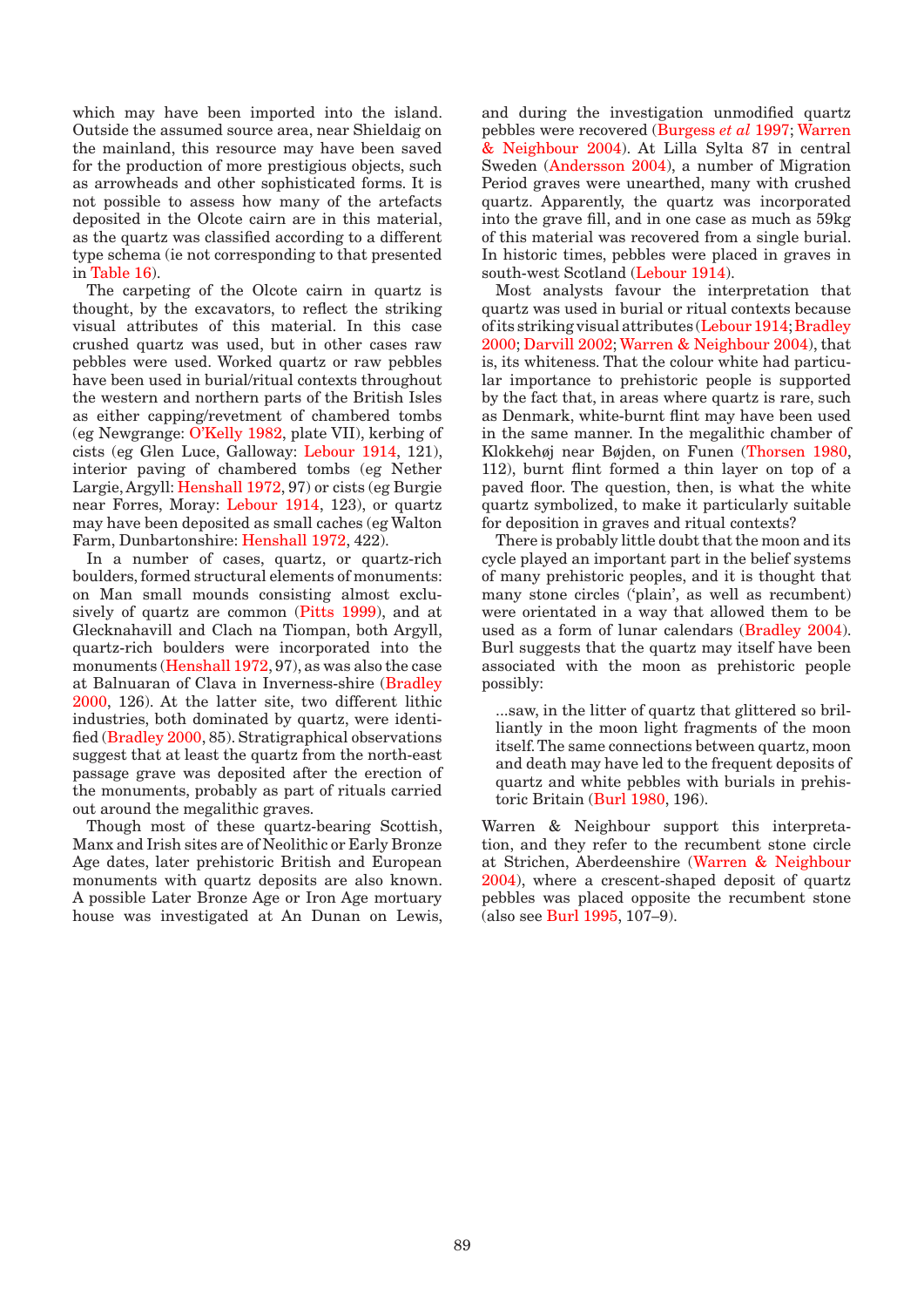which may have been imported into the island. Outside the assumed source area, near Shieldaig on the mainland, this resource may have been saved for the production of more prestigious objects, such as arrowheads and other sophisticated forms. It is not possible to assess how many of the artefacts deposited in the Olcote cairn are in this material, as the quartz was classified according to a different type schema (ie not corresponding to that presented in Table 16).

The carpeting of the Olcote cairn in quartz is thought, by the excavators, to reflect the striking visual attributes of this material. In this case crushed quartz was used, but in other cases raw pebbles were used. Worked quartz or raw pebbles have been used in burial/ritual contexts throughout the western and northern parts of the British Isles as either capping/revetment of chambered tombs (eg Newgrange: O'Kelly 1982, plate VII), kerbing of cists (eg Glen Luce, Galloway: Lebour 1914, 121), interior paving of chambered tombs (eg Nether Largie, Argyll: Henshall 1972, 97) or cists (eg Burgie near Forres, Moray: Lebour 1914, 123), or quartz may have been deposited as small caches (eg Walton Farm, Dunbartonshire: Henshall 1972, 422).

In a number of cases, quartz, or quartz-rich boulders, formed structural elements of monuments: on Man small mounds consisting almost exclusively of quartz are common (Pitts 1999), and at Glecknahavill and Clach na Tiompan, both Argyll, quartz-rich boulders were incorporated into the monuments (Henshall 1972, 97), as was also the case at Balnuaran of Clava in Inverness-shire (Bradley 2000, 126). At the latter site, two different lithic industries, both dominated by quartz, were identified (Bradley 2000, 85). Stratigraphical observations suggest that at least the quartz from the north-east passage grave was deposited after the erection of the monuments, probably as part of rituals carried out around the megalithic graves.

Though most of these quartz-bearing Scottish, Manx and Irish sites are of Neolithic or Early Bronze Age dates, later prehistoric British and European monuments with quartz deposits are also known. A possible Later Bronze Age or Iron Age mortuary house was investigated at An Dunan on Lewis, and during the investigation unmodified quartz pebbles were recovered (Burgess *et al* 1997; Warren & Neighbour 2004). At Lilla Sylta 87 in central Sweden (Andersson 2004), a number of Migration Period graves were unearthed, many with crushed quartz. Apparently, the quartz was incorporated into the grave fill, and in one case as much as 59kg of this material was recovered from a single burial. In historic times, pebbles were placed in graves in south-west Scotland (Lebour 1914).

Most analysts favour the interpretation that quartz was used in burial or ritual contexts because of its striking visual attributes (Lebour 1914; Bradley 2000; Darvill 2002; Warren & Neighbour 2004), that is, its whiteness. That the colour white had particular importance to prehistoric people is supported by the fact that, in areas where quartz is rare, such as Denmark, white-burnt flint may have been used in the same manner. In the megalithic chamber of Klokkehøj near Bøjden, on Funen (Thorsen 1980, 112), burnt flint formed a thin layer on top of a paved floor. The question, then, is what the white quartz symbolized, to make it particularly suitable for deposition in graves and ritual contexts?

There is probably little doubt that the moon and its cycle played an important part in the belief systems of many prehistoric peoples, and it is thought that many stone circles ('plain', as well as recumbent) were orientated in a way that allowed them to be used as a form of lunar calendars (Bradley 2004). Burl suggests that the quartz may itself have been associated with the moon as prehistoric people possibly:

> ...saw, in the litter of quartz that glittered so brilliantly in the moon light fragments of the moon itself. The same connections between quartz, moon and death may have led to the frequent deposits of quartz and white pebbles with burials in prehistoric Britain (Burl 1980, 196).

Warren & Neighbour support this interpretation, and they refer to the recumbent stone circle at Strichen, Aberdeenshire (Warren & Neighbour 2004), where a crescent-shaped deposit of quartz pebbles was placed opposite the recumbent stone (also see Burl 1995, 107–9).